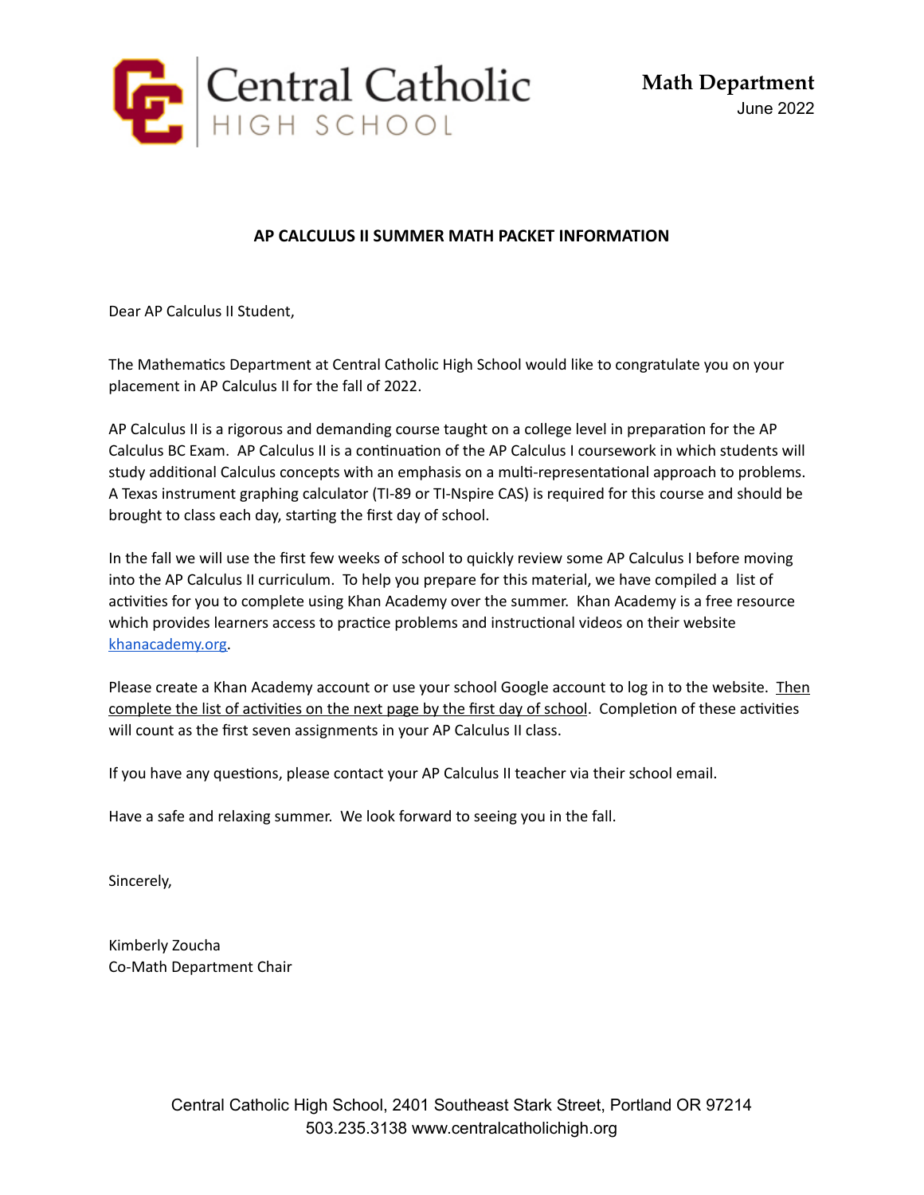Central Catholic HIGH SCHOOL

**Math Department**
June 2022

**AP CALCULUS II SUMMER MATH PACKET INFORMATION**

Dear AP Calculus II Student,

The Mathematics Department at Central Catholic High School would like to congratulate you on your placement in AP Calculus II for the fall of 2022.

AP Calculus II is a rigorous and demanding course taught on a college level in preparation for the AP Calculus BC Exam. AP Calculus II is a continuation of the AP Calculus I coursework in which students will study additional Calculus concepts with an emphasis on a multi-representational approach to problems. A Texas instrument graphing calculator (TI-89 or TI-Nspire CAS) is required for this course and should be brought to class each day, starting the first day of school.

In the fall we will use the first few weeks of school to quickly review some AP Calculus I before moving into the AP Calculus II curriculum. To help you prepare for this material, we have compiled a list of activities for you to complete using Khan Academy over the summer. Khan Academy is a free resource which provides learners access to practice problems and instructional videos on their website [khanacademy.org](https://khanacademy.org).

Please create a Khan Academy account or use your school Google account to log in to the website. Then complete the list of activities on the next page by the first day of school. Completion of these activities will count as the first seven assignments in your AP Calculus II class.

If you have any questions, please contact your AP Calculus II teacher via their school email.

Have a safe and relaxing summer. We look forward to seeing you in the fall.

Sincerely,

Kimberly Zoucha
Co-Math Department Chair

Central Catholic High School, 2401 Southeast Stark Street, Portland OR 97214
503.235.3138 www.centralcatholichigh.org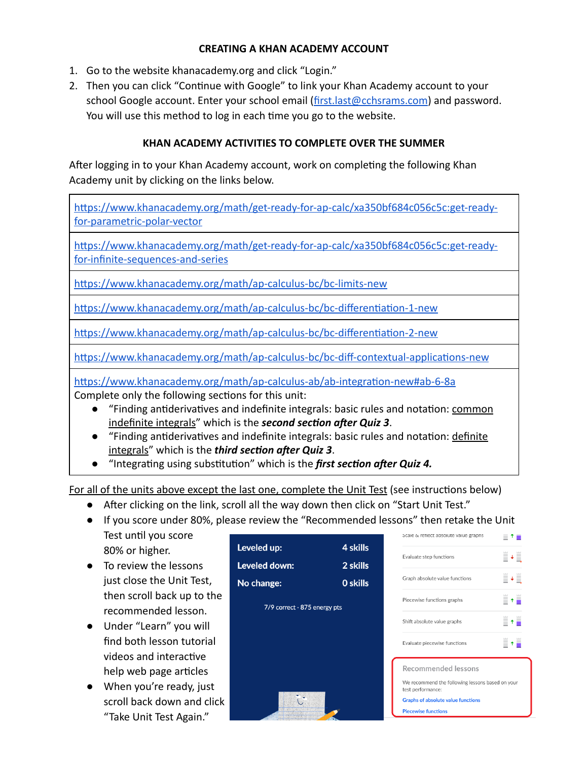### CREATING A KHAN ACADEMY ACCOUNT

1. Go to the website khanacademy.org and click "Login."
2. Then you can click "Continue with Google" to link your Khan Academy account to your school Google account. Enter your school email (first.last@cchsrams.com) and password. You will use this method to log in each time you go to the website.

### KHAN ACADEMY ACTIVITIES TO COMPLETE OVER THE SUMMER

After logging in to your Khan Academy account, work on completing the following Khan Academy unit by clicking on the links below.

https://www.khanacademy.org/math/get-ready-for-ap-calc/xa350bf684c056c5c:get-ready-for-parametric-polar-vector

https://www.khanacademy.org/math/get-ready-for-ap-calc/xa350bf684c056c5c:get-ready-for-infinite-sequences-and-series

https://www.khanacademy.org/math/ap-calculus-bc/bc-limits-new

https://www.khanacademy.org/math/ap-calculus-bc/bc-differentiation-1-new

https://www.khanacademy.org/math/ap-calculus-bc/bc-differentiation-2-new

https://www.khanacademy.org/math/ap-calculus-bc/bc-diff-contextual-applications-new

https://www.khanacademy.org/math/ap-calculus-ab/ab-integration-new#ab-6-8a
Complete only the following sections for this unit:

- "Finding antiderivatives and indefinite integrals: basic rules and notation: common indefinite integrals" which is the ***second section after Quiz 3***.
- "Finding antiderivatives and indefinite integrals: basic rules and notation: definite integrals" which is the ***third section after Quiz 3***.
- "Integrating using substitution" which is the ***first section after Quiz 4.***

For all of the units above except the last one, complete the Unit Test (see instructions below)

- After clicking on the link, scroll all the way down then click on "Start Unit Test."
- If you score under 80%, please review the "Recommended lessons" then retake the Unit Test until you score 80% or higher.
- To review the lessons just close the Unit Test, then scroll back up to the recommended lesson.
- Under "Learn" you will find both lesson tutorial videos and interactive help web page articles
- When you're ready, just scroll back down and click "Take Unit Test Again."